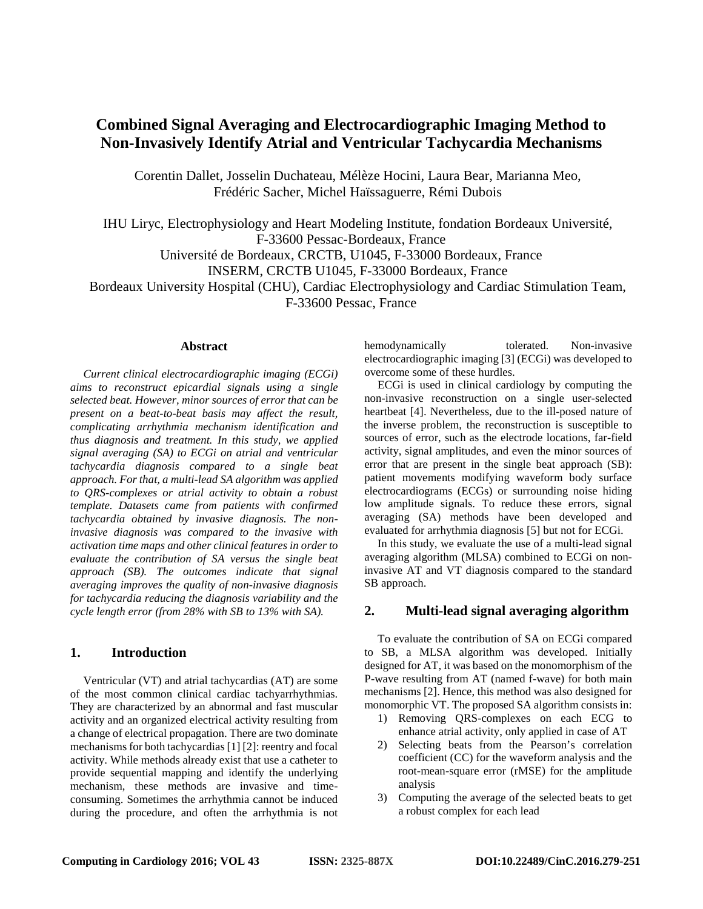# Combined Signal Averaging and Electrocardiographic Imaging Method to Non-Invasively Identify Atrial and Ventricular Tachycardia Mechanisms

Corentin Dallet, Josselin Duchateau, Mélèze Hocini, Laura Bear, Marianna Meo, Frédéric Sacher, Michel Haïssaguerre, Rémi Dubois

IHU Liryc, Electrophysiology and Heart Modeling Institute, fondation Bordeaux Université, F-33600 Pessac-Bordeaux, France
Université de Bordeaux, CRCTB, U1045, F-33000 Bordeaux, France
INSERM, CRCTB U1045, F-33000 Bordeaux, France
Bordeaux University Hospital (CHU), Cardiac Electrophysiology and Cardiac Stimulation Team, F-33600 Pessac, France

### Abstract

*Current clinical electrocardiographic imaging (ECGi) aims to reconstruct epicardial signals using a single selected beat. However, minor sources of error that can be present on a beat-to-beat basis may affect the result, complicating arrhythmia mechanism identification and thus diagnosis and treatment. In this study, we applied signal averaging (SA) to ECGi on atrial and ventricular tachycardia diagnosis compared to a single beat approach. For that, a multi-lead SA algorithm was applied to QRS-complexes or atrial activity to obtain a robust template. Datasets came from patients with confirmed tachycardia obtained by invasive diagnosis. The non-invasive diagnosis was compared to the invasive with activation time maps and other clinical features in order to evaluate the contribution of SA versus the single beat approach (SB). The outcomes indicate that signal averaging improves the quality of non-invasive diagnosis for tachycardia reducing the diagnosis variability and the cycle length error (from 28% with SB to 13% with SA).*

## 1. Introduction

Ventricular (VT) and atrial tachycardias (AT) are some of the most common clinical cardiac tachyarrhythmias. They are characterized by an abnormal and fast muscular activity and an organized electrical activity resulting from a change of electrical propagation. There are two dominate mechanisms for both tachycardias [1] [2]: reentry and focal activity. While methods already exist that use a catheter to provide sequential mapping and identify the underlying mechanism, these methods are invasive and time-consuming. Sometimes the arrhythmia cannot be induced during the procedure, and often the arrhythmia is not hemodynamically tolerated. Non-invasive electrocardiographic imaging [3] (ECGi) was developed to overcome some of these hurdles.

ECGi is used in clinical cardiology by computing the non-invasive reconstruction on a single user-selected heartbeat [4]. Nevertheless, due to the ill-posed nature of the inverse problem, the reconstruction is susceptible to sources of error, such as the electrode locations, far-field activity, signal amplitudes, and even the minor sources of error that are present in the single beat approach (SB): patient movements modifying waveform body surface electrocardiograms (ECGs) or surrounding noise hiding low amplitude signals. To reduce these errors, signal averaging (SA) methods have been developed and evaluated for arrhythmia diagnosis [5] but not for ECGi.

In this study, we evaluate the use of a multi-lead signal averaging algorithm (MLSA) combined to ECGi on non-invasive AT and VT diagnosis compared to the standard SB approach.

## 2. Multi-lead signal averaging algorithm

To evaluate the contribution of SA on ECGi compared to SB, a MLSA algorithm was developed. Initially designed for AT, it was based on the monomorphism of the P-wave resulting from AT (named f-wave) for both main mechanisms [2]. Hence, this method was also designed for monomorphic VT. The proposed SA algorithm consists in:

1) Removing QRS-complexes on each ECG to enhance atrial activity, only applied in case of AT
2) Selecting beats from the Pearson's correlation coefficient (CC) for the waveform analysis and the root-mean-square error (rMSE) for the amplitude analysis
3) Computing the average of the selected beats to get a robust complex for each lead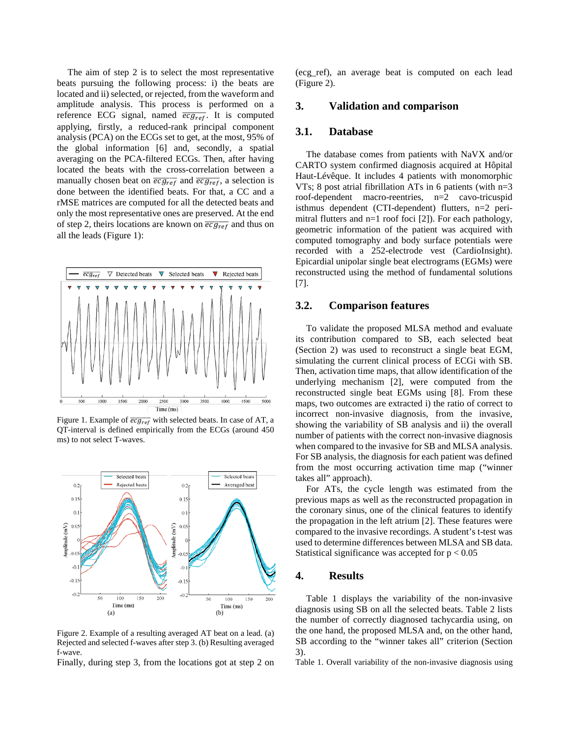The aim of step 2 is to select the most representative beats pursuing the following process: i) the beats are located and ii) selected, or rejected, from the waveform and amplitude analysis. This process is performed on a reference ECG signal, named $\overline{ecg_{ref}}$. It is computed applying, firstly, a reduced-rank principal component analysis (PCA) on the ECGs set to get, at the most, 95% of the global information [6] and, secondly, a spatial averaging on the PCA-filtered ECGs. Then, after having located the beats with the cross-correlation between a manually chosen beat on $\overline{ecg_{ref}}$ and $\overline{ecg_{ref}}$, a selection is done between the identified beats. For that, a CC and a rMSE matrices are computed for all the detected beats and only the most representative ones are preserved. At the end of step 2, theirs locations are known on $\overline{ecg_{ref}}$ and thus on all the leads (Figure 1):

Figure 1. Example of $\overline{ecg_{ref}}$ with selected beats. In case of AT, a QT-interval is defined empirically from the ECGs (around 450 ms) to not select T-waves.

Figure 2. Example of a resulting averaged AT beat on a lead. (a) Rejected and selected f-waves after step 3. (b) Resulting averaged f-wave.

Finally, during step 3, from the locations got at step 2 on (ecg_ref), an average beat is computed on each lead (Figure 2).

## 3. Validation and comparison

### 3.1. Database

The database comes from patients with NaVX and/or CARTO system confirmed diagnosis acquired at Hôpital Haut-Lévêque. It includes 4 patients with monomorphic VTs; 8 post atrial fibrillation ATs in 6 patients (with n=3 roof-dependent macro-reentries, n=2 cavo-tricuspid isthmus dependent (CTI-dependent) flutters, n=2 peri-mitral flutters and n=1 roof foci [2]). For each pathology, geometric information of the patient was acquired with computed tomography and body surface potentials were recorded with a 252-electrode vest (CardioInsight). Epicardial unipolar single beat electrograms (EGMs) were reconstructed using the method of fundamental solutions [7].

### 3.2. Comparison features

To validate the proposed MLSA method and evaluate its contribution compared to SB, each selected beat (Section 2) was used to reconstruct a single beat EGM, simulating the current clinical process of ECGi with SB. Then, activation time maps, that allow identification of the underlying mechanism [2], were computed from the reconstructed single beat EGMs using [8]. From these maps, two outcomes are extracted i) the ratio of correct to incorrect non-invasive diagnosis, from the invasive, showing the variability of SB analysis and ii) the overall number of patients with the correct non-invasive diagnosis when compared to the invasive for SB and MLSA analysis. For SB analysis, the diagnosis for each patient was defined from the most occurring activation time map ("winner takes all" approach).

For ATs, the cycle length was estimated from the previous maps as well as the reconstructed propagation in the coronary sinus, one of the clinical features to identify the propagation in the left atrium [2]. These features were compared to the invasive recordings. A student's t-test was used to determine differences between MLSA and SB data. Statistical significance was accepted for $p < 0.05$

## 4. Results

Table 1 displays the variability of the non-invasive diagnosis on all the selected beats. Table 2 lists the number of correctly diagnosed tachycardia using, on the one hand, the proposed MLSA and, on the other hand, SB according to the "winner takes all" criterion (Section 3).

Table 1. Overall variability of the non-invasive diagnosis using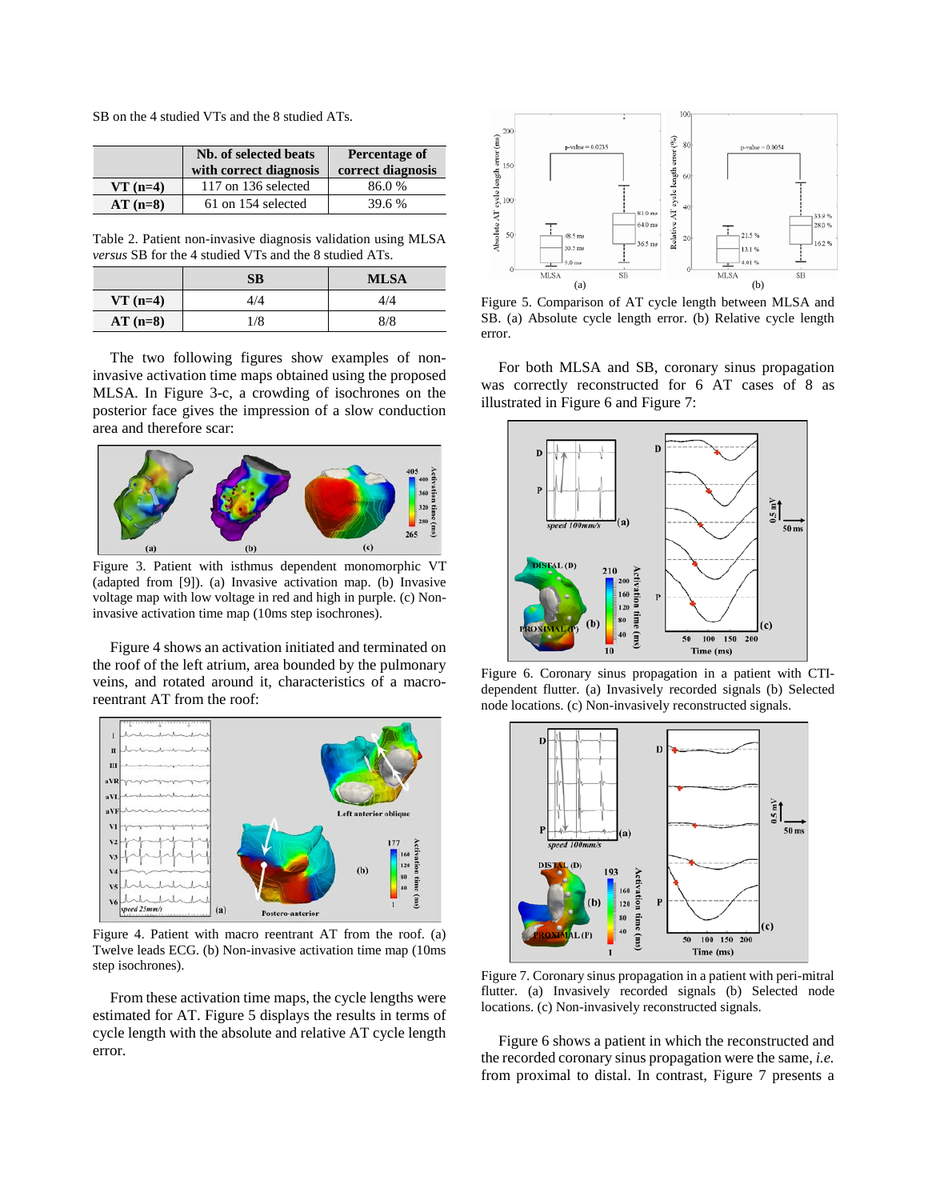SB on the 4 studied VTs and the 8 studied ATs.

| | Nb. of selected beats with correct diagnosis | Percentage of correct diagnosis |
|---|---|---|
| **VT (n=4)** | 117 on 136 selected | 86.0 % |
| **AT (n=8)** | 61 on 154 selected | 39.6 % |

Table 2. Patient non-invasive diagnosis validation using MLSA *versus* SB for the 4 studied VTs and the 8 studied ATs.

| | **SB** | **MLSA** |
|---|---|---|
| **VT (n=4)** | 4/4 | 4/4 |
| **AT (n=8)** | 1/8 | 8/8 |

The two following figures show examples of non-invasive activation time maps obtained using the proposed MLSA. In Figure 3-c, a crowding of isochrones on the posterior face gives the impression of a slow conduction area and therefore scar:

Figure 3. Patient with isthmus dependent monomorphic VT (adapted from [9]). (a) Invasive activation map. (b) Invasive voltage map with low voltage in red and high in purple. (c) Non-invasive activation time map (10ms step isochrones).

Figure 4 shows an activation initiated and terminated on the roof of the left atrium, area bounded by the pulmonary veins, and rotated around it, characteristics of a macro-reentrant AT from the roof:

Figure 4. Patient with macro reentrant AT from the roof. (a) Twelve leads ECG. (b) Non-invasive activation time map (10ms step isochrones).

From these activation time maps, the cycle lengths were estimated for AT. Figure 5 displays the results in terms of cycle length with the absolute and relative AT cycle length error.

Figure 5. Comparison of AT cycle length between MLSA and SB. (a) Absolute cycle length error. (b) Relative cycle length error.

For both MLSA and SB, coronary sinus propagation was correctly reconstructed for 6 AT cases of 8 as illustrated in Figure 6 and Figure 7:

Figure 6. Coronary sinus propagation in a patient with CTI-dependent flutter. (a) Invasively recorded signals (b) Selected node locations. (c) Non-invasively reconstructed signals.

Figure 7. Coronary sinus propagation in a patient with peri-mitral flutter. (a) Invasively recorded signals (b) Selected node locations. (c) Non-invasively reconstructed signals.

Figure 6 shows a patient in which the reconstructed and the recorded coronary sinus propagation were the same, *i.e.* from proximal to distal. In contrast, Figure 7 presents a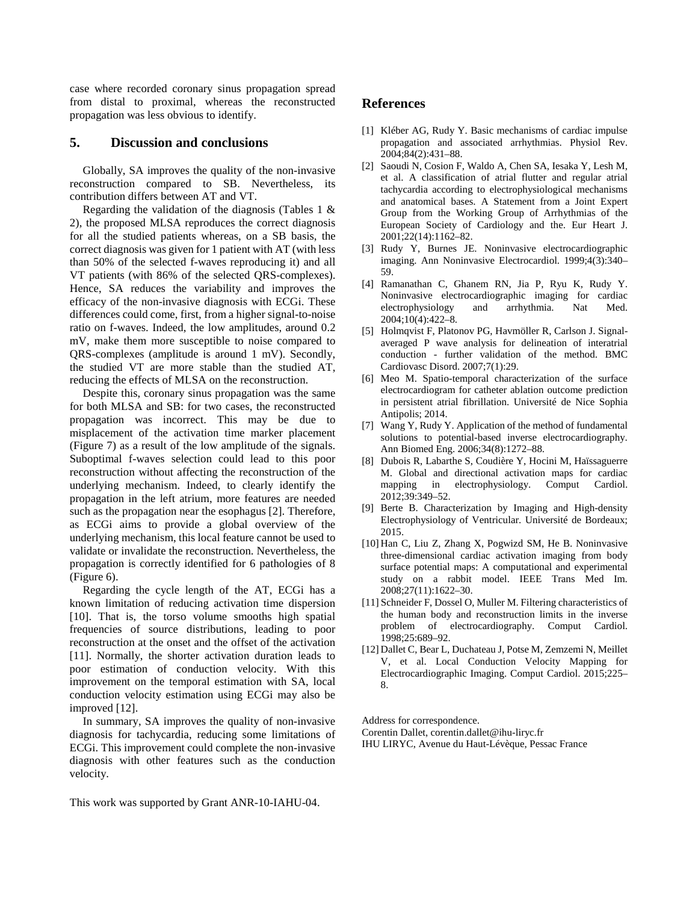case where recorded coronary sinus propagation spread from distal to proximal, whereas the reconstructed propagation was less obvious to identify.

## 5. Discussion and conclusions

Globally, SA improves the quality of the non-invasive reconstruction compared to SB. Nevertheless, its contribution differs between AT and VT.

Regarding the validation of the diagnosis (Tables 1 & 2), the proposed MLSA reproduces the correct diagnosis for all the studied patients whereas, on a SB basis, the correct diagnosis was given for 1 patient with AT (with less than 50% of the selected f-waves reproducing it) and all VT patients (with 86% of the selected QRS-complexes). Hence, SA reduces the variability and improves the efficacy of the non-invasive diagnosis with ECGi. These differences could come, first, from a higher signal-to-noise ratio on f-waves. Indeed, the low amplitudes, around 0.2 mV, make them more susceptible to noise compared to QRS-complexes (amplitude is around 1 mV). Secondly, the studied VT are more stable than the studied AT, reducing the effects of MLSA on the reconstruction.

Despite this, coronary sinus propagation was the same for both MLSA and SB: for two cases, the reconstructed propagation was incorrect. This may be due to misplacement of the activation time marker placement (Figure 7) as a result of the low amplitude of the signals. Suboptimal f-waves selection could lead to this poor reconstruction without affecting the reconstruction of the underlying mechanism. Indeed, to clearly identify the propagation in the left atrium, more features are needed such as the propagation near the esophagus [2]. Therefore, as ECGi aims to provide a global overview of the underlying mechanism, this local feature cannot be used to validate or invalidate the reconstruction. Nevertheless, the propagation is correctly identified for 6 pathologies of 8 (Figure 6).

Regarding the cycle length of the AT, ECGi has a known limitation of reducing activation time dispersion [10]. That is, the torso volume smooths high spatial frequencies of source distributions, leading to poor reconstruction at the onset and the offset of the activation [11]. Normally, the shorter activation duration leads to poor estimation of conduction velocity. With this improvement on the temporal estimation with SA, local conduction velocity estimation using ECGi may also be improved [12].

In summary, SA improves the quality of non-invasive diagnosis for tachycardia, reducing some limitations of ECGi. This improvement could complete the non-invasive diagnosis with other features such as the conduction velocity.

This work was supported by Grant ANR-10-IAHU-04.

## References

[1] Kléber AG, Rudy Y. Basic mechanisms of cardiac impulse propagation and associated arrhythmias. Physiol Rev. 2004;84(2):431–88.

[2] Saoudi N, Cosion F, Waldo A, Chen SA, Iesaka Y, Lesh M, et al. A classification of atrial flutter and regular atrial tachycardia according to electrophysiological mechanisms and anatomical bases. A Statement from a Joint Expert Group from the Working Group of Arrhythmias of the European Society of Cardiology and the. Eur Heart J. 2001;22(14):1162–82.

[3] Rudy Y, Burnes JE. Noninvasive electrocardiographic imaging. Ann Noninvasive Electrocardiol. 1999;4(3):340–59.

[4] Ramanathan C, Ghanem RN, Jia P, Ryu K, Rudy Y. Noninvasive electrocardiographic imaging for cardiac electrophysiology and arrhythmia. Nat Med. 2004;10(4):422–8.

[5] Holmqvist F, Platonov PG, Havmöller R, Carlson J. Signal-averaged P wave analysis for delineation of interatrial conduction - further validation of the method. BMC Cardiovasc Disord. 2007;7(1):29.

[6] Meo M. Spatio-temporal characterization of the surface electrocardiogram for catheter ablation outcome prediction in persistent atrial fibrillation. Université de Nice Sophia Antipolis; 2014.

[7] Wang Y, Rudy Y. Application of the method of fundamental solutions to potential-based inverse electrocardiography. Ann Biomed Eng. 2006;34(8):1272–88.

[8] Dubois R, Labarthe S, Coudière Y, Hocini M, Haïssaguerre M. Global and directional activation maps for cardiac mapping in electrophysiology. Comput Cardiol. 2012;39:349–52.

[9] Berte B. Characterization by Imaging and High-density Electrophysiology of Ventricular. Université de Bordeaux; 2015.

[10] Han C, Liu Z, Zhang X, Pogwizd SM, He B. Noninvasive three-dimensional cardiac activation imaging from body surface potential maps: A computational and experimental study on a rabbit model. IEEE Trans Med Im. 2008;27(11):1622–30.

[11] Schneider F, Dossel O, Muller M. Filtering characteristics of the human body and reconstruction limits in the inverse problem of electrocardiography. Comput Cardiol. 1998;25:689–92.

[12] Dallet C, Bear L, Duchateau J, Potse M, Zemzemi N, Meillet V, et al. Local Conduction Velocity Mapping for Electrocardiographic Imaging. Comput Cardiol. 2015;225–8.

Address for correspondence.

Corentin Dallet, corentin.dallet@ihu-liryc.fr

IHU LIRYC, Avenue du Haut-Lévèque, Pessac France